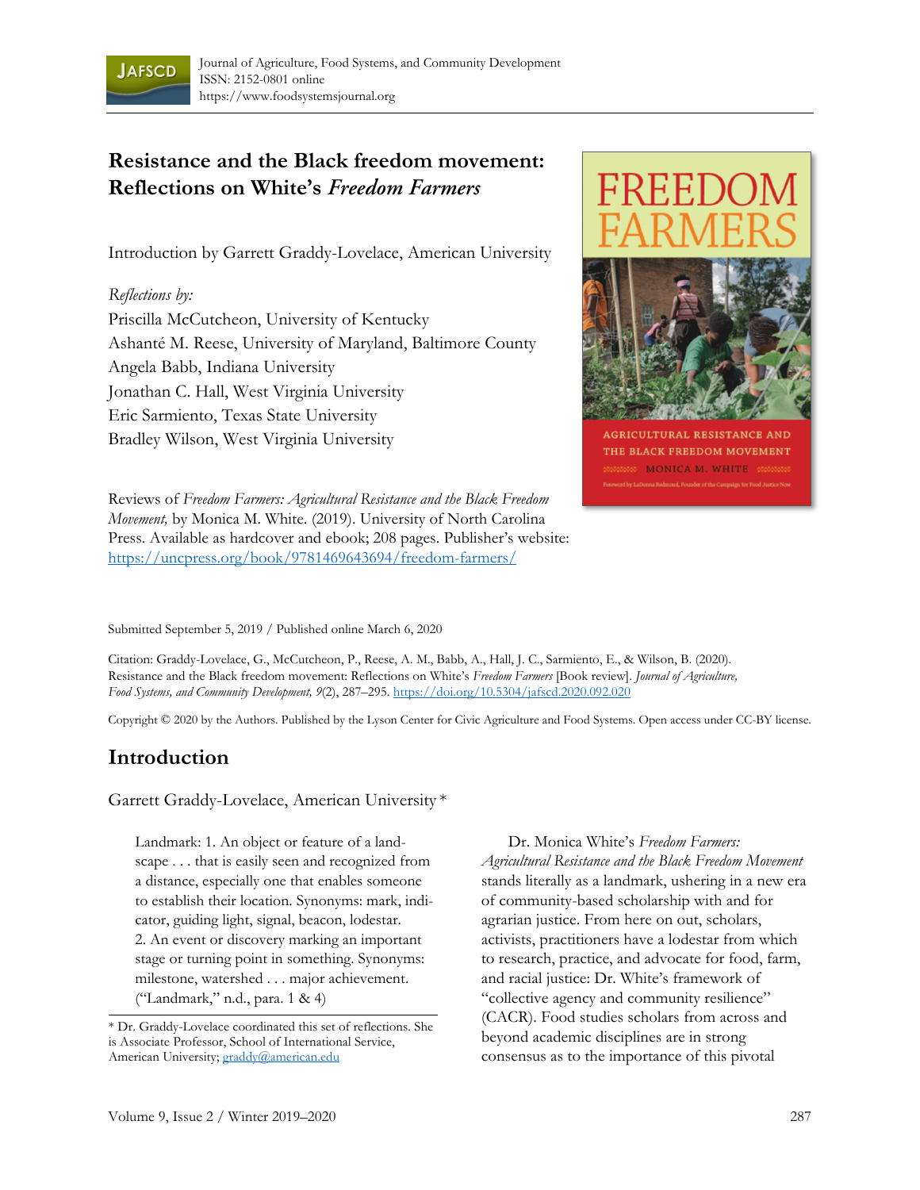Journal of Agriculture, Food Systems, and Community Development
ISSN: 2152-0801 online
https://www.foodsystemsjournal.org

# Resistance and the Black freedom movement: Reflections on White's *Freedom Farmers*

Introduction by Garrett Graddy-Lovelace, American University

*Reflections by:*
Priscilla McCutcheon, University of Kentucky
Ashanté M. Reese, University of Maryland, Baltimore County
Angela Babb, Indiana University
Jonathan C. Hall, West Virginia University
Eric Sarmiento, Texas State University
Bradley Wilson, West Virginia University

Reviews of *Freedom Farmers: Agricultural Resistance and the Black Freedom Movement,* by Monica M. White. (2019). University of North Carolina Press. Available as hardcover and ebook; 208 pages. Publisher's website: https://uncpress.org/book/9781469643694/freedom-farmers/

Submitted September 5, 2019 / Published online March 6, 2020

Citation: Graddy-Lovelace, G., McCutcheon, P., Reese, A. M., Babb, A., Hall, J. C., Sarmiento, E., & Wilson, B. (2020). Resistance and the Black freedom movement: Reflections on White's *Freedom Farmers* [Book review]. *Journal of Agriculture, Food Systems, and Community Development, 9*(2), 287–295. https://doi.org/10.5304/jafscd.2020.092.020

Copyright © 2020 by the Authors. Published by the Lyson Center for Civic Agriculture and Food Systems. Open access under CC-BY license.

## Introduction

Garrett Graddy-Lovelace, American University *

> Landmark: 1. An object or feature of a landscape . . . that is easily seen and recognized from a distance, especially one that enables someone to establish their location. Synonyms: mark, indicator, guiding light, signal, beacon, lodestar. 2. An event or discovery marking an important stage or turning point in something. Synonyms: milestone, watershed . . . major achievement. ("Landmark," n.d., para. 1 & 4)

Dr. Monica White's *Freedom Farmers: Agricultural Resistance and the Black Freedom Movement* stands literally as a landmark, ushering in a new era of community-based scholarship with and for agrarian justice. From here on out, scholars, activists, practitioners have a lodestar from which to research, practice, and advocate for food, farm, and racial justice: Dr. White's framework of "collective agency and community resilience" (CACR). Food studies scholars from across and beyond academic disciplines are in strong consensus as to the importance of this pivotal

\* Dr. Graddy-Lovelace coordinated this set of reflections. She is Associate Professor, School of International Service, American University; graddy@american.edu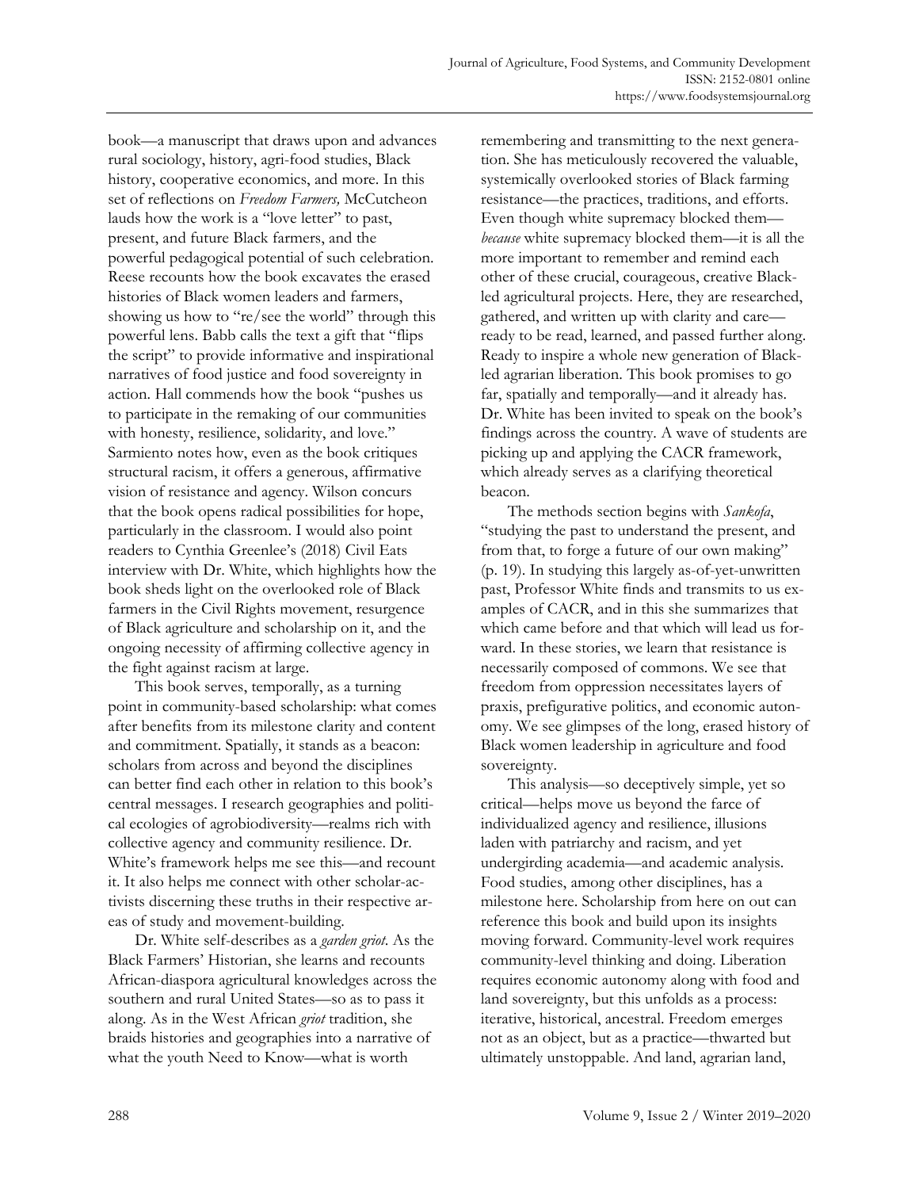book—a manuscript that draws upon and advances rural sociology, history, agri-food studies, Black history, cooperative economics, and more. In this set of reflections on *Freedom Farmers,* McCutcheon lauds how the work is a "love letter" to past, present, and future Black farmers, and the powerful pedagogical potential of such celebration. Reese recounts how the book excavates the erased histories of Black women leaders and farmers, showing us how to "re/see the world" through this powerful lens. Babb calls the text a gift that "flips the script" to provide informative and inspirational narratives of food justice and food sovereignty in action. Hall commends how the book "pushes us to participate in the remaking of our communities with honesty, resilience, solidarity, and love." Sarmiento notes how, even as the book critiques structural racism, it offers a generous, affirmative vision of resistance and agency. Wilson concurs that the book opens radical possibilities for hope, particularly in the classroom. I would also point readers to Cynthia Greenlee's (2018) Civil Eats interview with Dr. White, which highlights how the book sheds light on the overlooked role of Black farmers in the Civil Rights movement, resurgence of Black agriculture and scholarship on it, and the ongoing necessity of affirming collective agency in the fight against racism at large.

This book serves, temporally, as a turning point in community-based scholarship: what comes after benefits from its milestone clarity and content and commitment. Spatially, it stands as a beacon: scholars from across and beyond the disciplines can better find each other in relation to this book's central messages. I research geographies and political ecologies of agrobiodiversity—realms rich with collective agency and community resilience. Dr. White's framework helps me see this—and recount it. It also helps me connect with other scholar-activists discerning these truths in their respective areas of study and movement-building.

Dr. White self-describes as a *garden griot*. As the Black Farmers' Historian, she learns and recounts African-diaspora agricultural knowledges across the southern and rural United States—so as to pass it along. As in the West African *griot* tradition, she braids histories and geographies into a narrative of what the youth Need to Know—what is worth remembering and transmitting to the next generation. She has meticulously recovered the valuable, systemically overlooked stories of Black farming resistance—the practices, traditions, and efforts. Even though white supremacy blocked them—*because* white supremacy blocked them—it is all the more important to remember and remind each other of these crucial, courageous, creative Black-led agricultural projects. Here, they are researched, gathered, and written up with clarity and care—ready to be read, learned, and passed further along. Ready to inspire a whole new generation of Black-led agrarian liberation. This book promises to go far, spatially and temporally—and it already has. Dr. White has been invited to speak on the book's findings across the country. A wave of students are picking up and applying the CACR framework, which already serves as a clarifying theoretical beacon.

The methods section begins with *Sankofa*, "studying the past to understand the present, and from that, to forge a future of our own making" (p. 19). In studying this largely as-of-yet-unwritten past, Professor White finds and transmits to us examples of CACR, and in this she summarizes that which came before and that which will lead us forward. In these stories, we learn that resistance is necessarily composed of commons. We see that freedom from oppression necessitates layers of praxis, prefigurative politics, and economic autonomy. We see glimpses of the long, erased history of Black women leadership in agriculture and food sovereignty.

This analysis—so deceptively simple, yet so critical—helps move us beyond the farce of individualized agency and resilience, illusions laden with patriarchy and racism, and yet undergirding academia—and academic analysis. Food studies, among other disciplines, has a milestone here. Scholarship from here on out can reference this book and build upon its insights moving forward. Community-level work requires community-level thinking and doing. Liberation requires economic autonomy along with food and land sovereignty, but this unfolds as a process: iterative, historical, ancestral. Freedom emerges not as an object, but as a practice—thwarted but ultimately unstoppable. And land, agrarian land,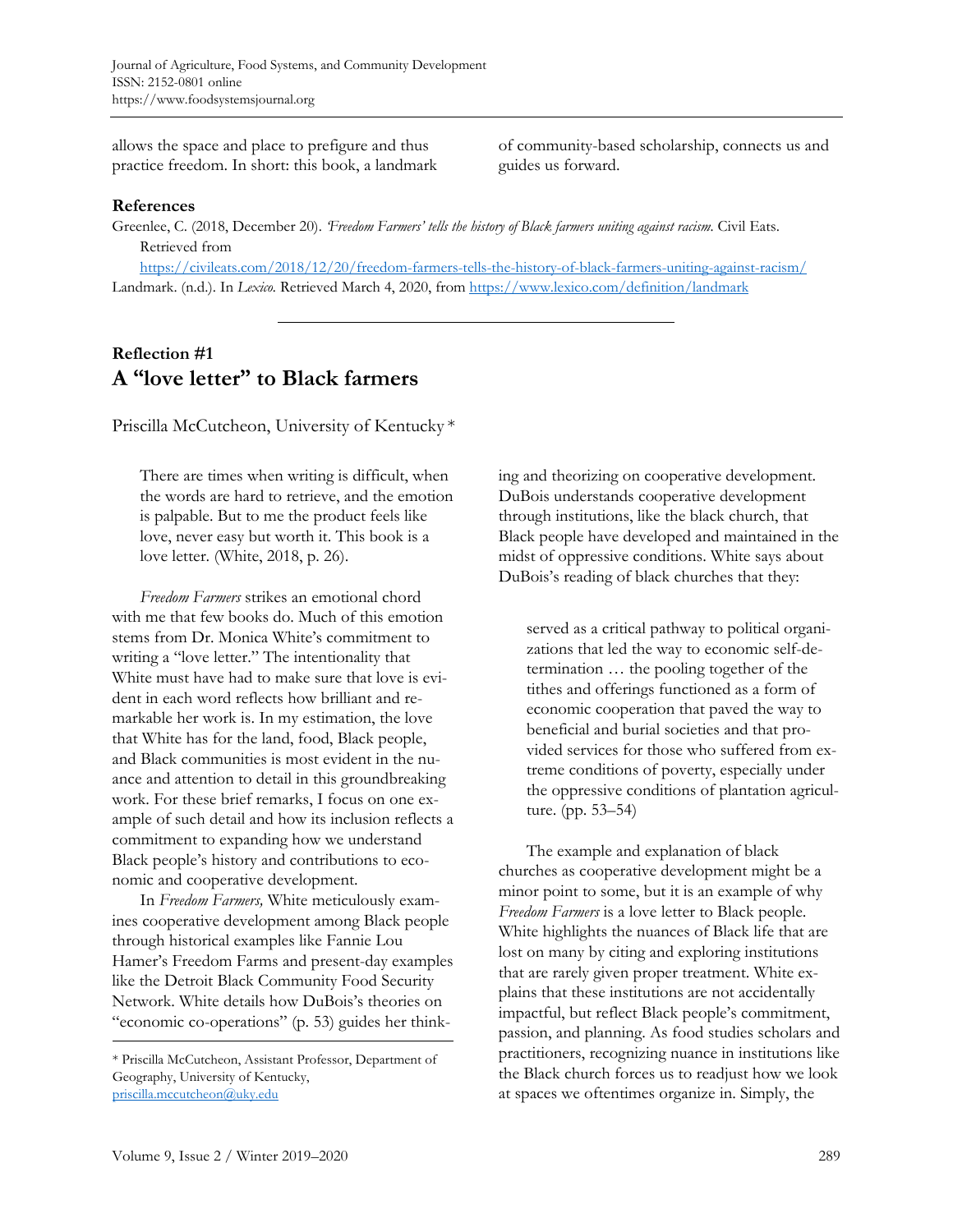allows the space and place to prefigure and thus practice freedom. In short: this book, a landmark of community-based scholarship, connects us and guides us forward.

**References**

Greenlee, C. (2018, December 20). *'Freedom Farmers' tells the history of Black farmers uniting against racism.* Civil Eats. Retrieved from https://civileats.com/2018/12/20/freedom-farmers-tells-the-history-of-black-farmers-uniting-against-racism/

Landmark. (n.d.). In *Lexico.* Retrieved March 4, 2020, from https://www.lexico.com/definition/landmark

---

## Reflection #1
## A "love letter" to Black farmers

Priscilla McCutcheon, University of Kentucky *

> There are times when writing is difficult, when the words are hard to retrieve, and the emotion is palpable. But to me the product feels like love, never easy but worth it. This book is a love letter. (White, 2018, p. 26).

*Freedom Farmers* strikes an emotional chord with me that few books do. Much of this emotion stems from Dr. Monica White's commitment to writing a "love letter." The intentionality that White must have had to make sure that love is evident in each word reflects how brilliant and remarkable her work is. In my estimation, the love that White has for the land, food, Black people, and Black communities is most evident in the nuance and attention to detail in this groundbreaking work. For these brief remarks, I focus on one example of such detail and how its inclusion reflects a commitment to expanding how we understand Black people's history and contributions to economic and cooperative development.

In *Freedom Farmers,* White meticulously examines cooperative development among Black people through historical examples like Fannie Lou Hamer's Freedom Farms and present-day examples like the Detroit Black Community Food Security Network. White details how DuBois's theories on "economic co-operations" (p. 53) guides her thinking and theorizing on cooperative development. DuBois understands cooperative development through institutions, like the black church, that Black people have developed and maintained in the midst of oppressive conditions. White says about DuBois's reading of black churches that they:

> served as a critical pathway to political organizations that led the way to economic self-determination … the pooling together of the tithes and offerings functioned as a form of economic cooperation that paved the way to beneficial and burial societies and that provided services for those who suffered from extreme conditions of poverty, especially under the oppressive conditions of plantation agriculture. (pp. 53–54)

The example and explanation of black churches as cooperative development might be a minor point to some, but it is an example of why *Freedom Farmers* is a love letter to Black people. White highlights the nuances of Black life that are lost on many by citing and exploring institutions that are rarely given proper treatment. White explains that these institutions are not accidentally impactful, but reflect Black people's commitment, passion, and planning. As food studies scholars and practitioners, recognizing nuance in institutions like the Black church forces us to readjust how we look at spaces we oftentimes organize in. Simply, the

---

* Priscilla McCutcheon, Assistant Professor, Department of Geography, University of Kentucky, priscilla.mccutcheon@uky.edu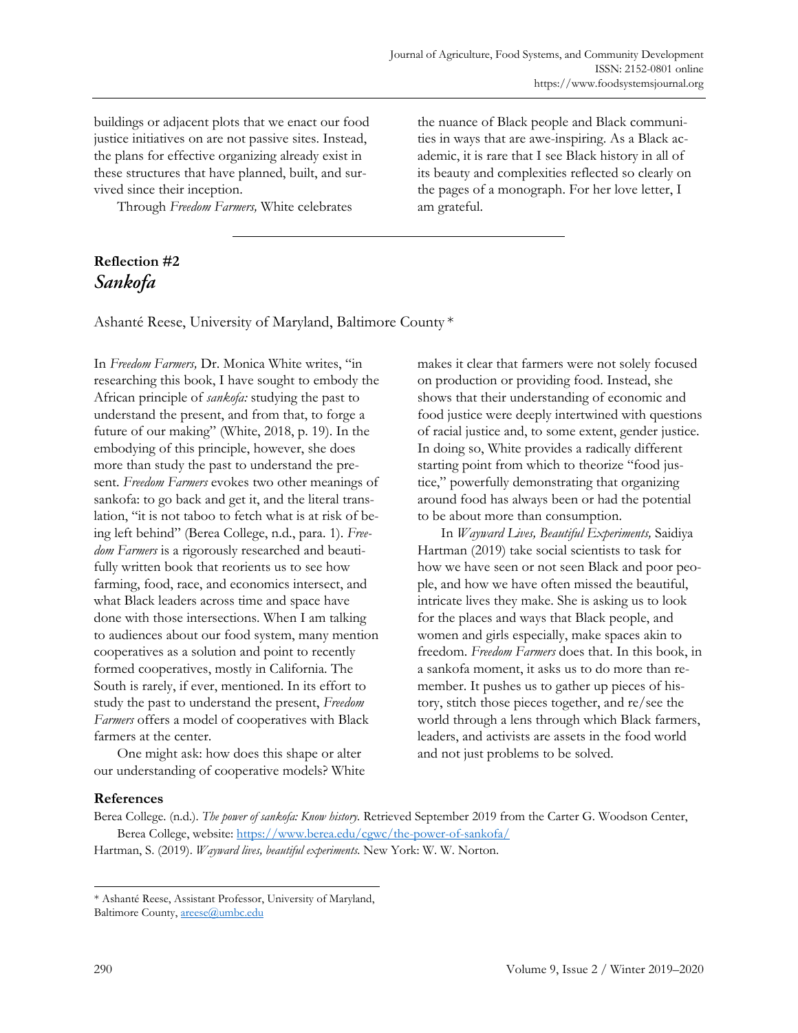buildings or adjacent plots that we enact our food justice initiatives on are not passive sites. Instead, the plans for effective organizing already exist in these structures that have planned, built, and survived since their inception.

Through *Freedom Farmers,* White celebrates the nuance of Black people and Black communities in ways that are awe-inspiring. As a Black academic, it is rare that I see Black history in all of its beauty and complexities reflected so clearly on the pages of a monograph. For her love letter, I am grateful.

---

## Reflection #2
## *Sankofa*

Ashanté Reese, University of Maryland, Baltimore County *

In *Freedom Farmers,* Dr. Monica White writes, "in researching this book, I have sought to embody the African principle of *sankofa:* studying the past to understand the present, and from that, to forge a future of our making" (White, 2018, p. 19). In the embodying of this principle, however, she does more than study the past to understand the present. *Freedom Farmers* evokes two other meanings of sankofa: to go back and get it, and the literal translation, "it is not taboo to fetch what is at risk of being left behind" (Berea College, n.d., para. 1). *Freedom Farmers* is a rigorously researched and beautifully written book that reorients us to see how farming, food, race, and economics intersect, and what Black leaders across time and space have done with those intersections. When I am talking to audiences about our food system, many mention cooperatives as a solution and point to recently formed cooperatives, mostly in California. The South is rarely, if ever, mentioned. In its effort to study the past to understand the present, *Freedom Farmers* offers a model of cooperatives with Black farmers at the center.

One might ask: how does this shape or alter our understanding of cooperative models? White makes it clear that farmers were not solely focused on production or providing food. Instead, she shows that their understanding of economic and food justice were deeply intertwined with questions of racial justice and, to some extent, gender justice. In doing so, White provides a radically different starting point from which to theorize "food justice," powerfully demonstrating that organizing around food has always been or had the potential to be about more than consumption.

In *Wayward Lives, Beautiful Experiments,* Saidiya Hartman (2019) take social scientists to task for how we have seen or not seen Black and poor people, and how we have often missed the beautiful, intricate lives they make. She is asking us to look for the places and ways that Black people, and women and girls especially, make spaces akin to freedom. *Freedom Farmers* does that. In this book, in a sankofa moment, it asks us to do more than remember. It pushes us to gather up pieces of history, stitch those pieces together, and re/see the world through a lens through which Black farmers, leaders, and activists are assets in the food world and not just problems to be solved.

### References

Berea College. (n.d.). *The power of sankofa: Know history.* Retrieved September 2019 from the Carter G. Woodson Center, Berea College, website: https://www.berea.edu/cgwc/the-power-of-sankofa/

Hartman, S. (2019). *Wayward lives, beautiful experiments.* New York: W. W. Norton.

---

* Ashanté Reese, Assistant Professor, University of Maryland, Baltimore County, areese@umbc.edu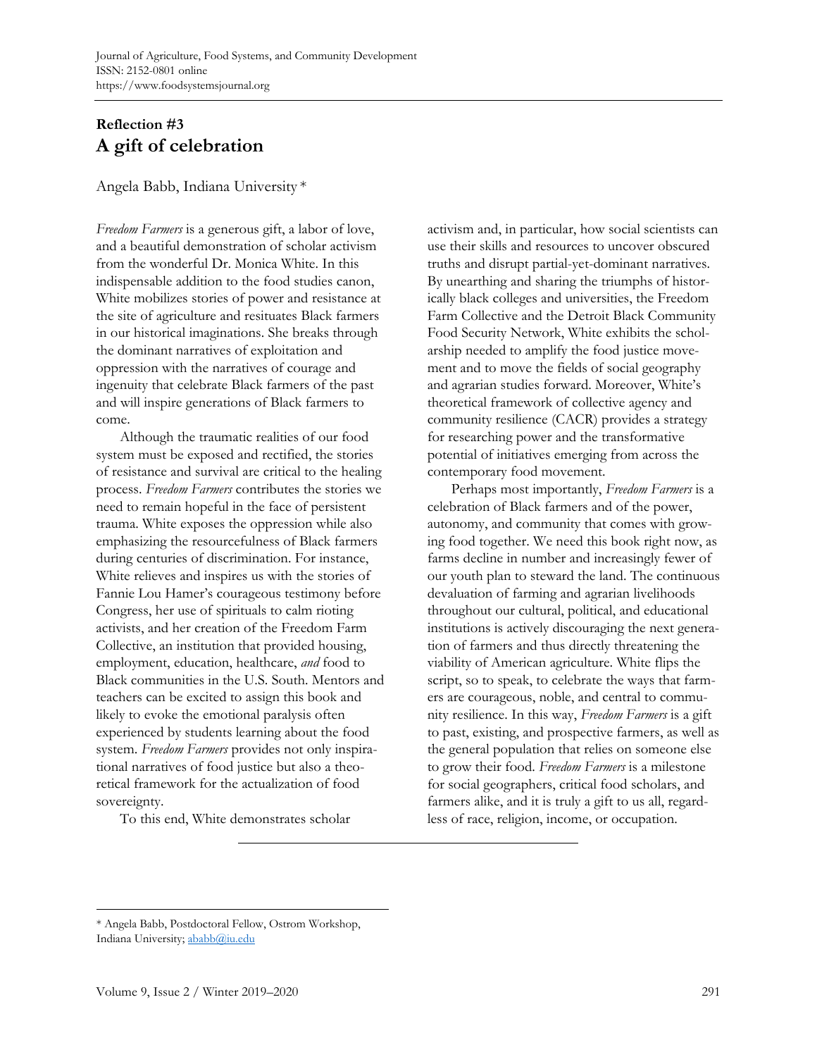## Reflection #3
# A gift of celebration

Angela Babb, Indiana University *

*Freedom Farmers* is a generous gift, a labor of love, and a beautiful demonstration of scholar activism from the wonderful Dr. Monica White. In this indispensable addition to the food studies canon, White mobilizes stories of power and resistance at the site of agriculture and resituates Black farmers in our historical imaginations. She breaks through the dominant narratives of exploitation and oppression with the narratives of courage and ingenuity that celebrate Black farmers of the past and will inspire generations of Black farmers to come.

Although the traumatic realities of our food system must be exposed and rectified, the stories of resistance and survival are critical to the healing process. *Freedom Farmers* contributes the stories we need to remain hopeful in the face of persistent trauma. White exposes the oppression while also emphasizing the resourcefulness of Black farmers during centuries of discrimination. For instance, White relieves and inspires us with the stories of Fannie Lou Hamer's courageous testimony before Congress, her use of spirituals to calm rioting activists, and her creation of the Freedom Farm Collective, an institution that provided housing, employment, education, healthcare, *and* food to Black communities in the U.S. South. Mentors and teachers can be excited to assign this book and likely to evoke the emotional paralysis often experienced by students learning about the food system. *Freedom Farmers* provides not only inspirational narratives of food justice but also a theoretical framework for the actualization of food sovereignty.

To this end, White demonstrates scholar activism and, in particular, how social scientists can use their skills and resources to uncover obscured truths and disrupt partial-yet-dominant narratives. By unearthing and sharing the triumphs of historically black colleges and universities, the Freedom Farm Collective and the Detroit Black Community Food Security Network, White exhibits the scholarship needed to amplify the food justice movement and to move the fields of social geography and agrarian studies forward. Moreover, White's theoretical framework of collective agency and community resilience (CACR) provides a strategy for researching power and the transformative potential of initiatives emerging from across the contemporary food movement.

Perhaps most importantly, *Freedom Farmers* is a celebration of Black farmers and of the power, autonomy, and community that comes with growing food together. We need this book right now, as farms decline in number and increasingly fewer of our youth plan to steward the land. The continuous devaluation of farming and agrarian livelihoods throughout our cultural, political, and educational institutions is actively discouraging the next generation of farmers and thus directly threatening the viability of American agriculture. White flips the script, so to speak, to celebrate the ways that farmers are courageous, noble, and central to community resilience. In this way, *Freedom Farmers* is a gift to past, existing, and prospective farmers, as well as the general population that relies on someone else to grow their food. *Freedom Farmers* is a milestone for social geographers, critical food scholars, and farmers alike, and it is truly a gift to us all, regardless of race, religion, income, or occupation.

---

* Angela Babb, Postdoctoral Fellow, Ostrom Workshop, Indiana University; ababb@iu.edu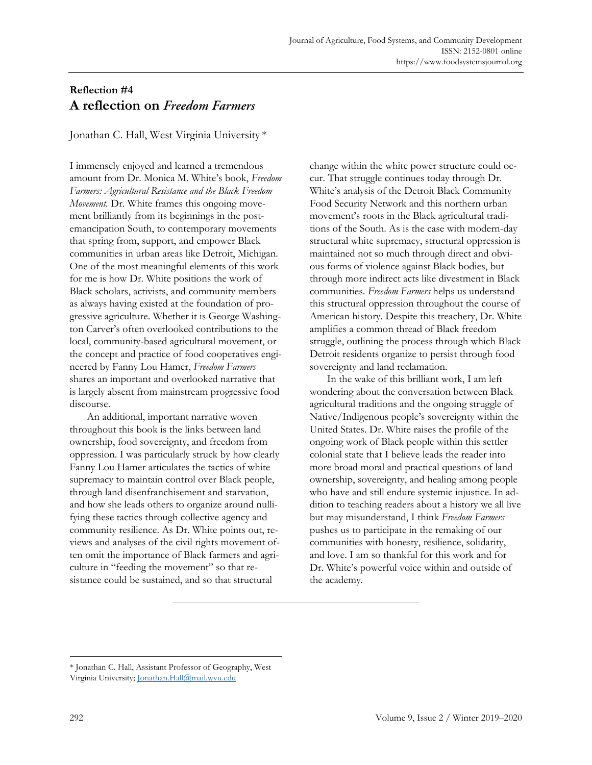**Reflection #4**

## A reflection on *Freedom Farmers*

Jonathan C. Hall, West Virginia University *

I immensely enjoyed and learned a tremendous amount from Dr. Monica M. White's book, *Freedom Farmers: Agricultural Resistance and the Black Freedom Movement.* Dr. White frames this ongoing movement brilliantly from its beginnings in the post-emancipation South, to contemporary movements that spring from, support, and empower Black communities in urban areas like Detroit, Michigan. One of the most meaningful elements of this work for me is how Dr. White positions the work of Black scholars, activists, and community members as always having existed at the foundation of progressive agriculture. Whether it is George Washington Carver's often overlooked contributions to the local, community-based agricultural movement, or the concept and practice of food cooperatives engineered by Fanny Lou Hamer, *Freedom Farmers* shares an important and overlooked narrative that is largely absent from mainstream progressive food discourse.

An additional, important narrative woven throughout this book is the links between land ownership, food sovereignty, and freedom from oppression. I was particularly struck by how clearly Fanny Lou Hamer articulates the tactics of white supremacy to maintain control over Black people, through land disenfranchisement and starvation, and how she leads others to organize around nullifying these tactics through collective agency and community resilience. As Dr. White points out, reviews and analyses of the civil rights movement often omit the importance of Black farmers and agriculture in "feeding the movement" so that resistance could be sustained, and so that structural change within the white power structure could occur. That struggle continues today through Dr. White's analysis of the Detroit Black Community Food Security Network and this northern urban movement's roots in the Black agricultural traditions of the South. As is the case with modern-day structural white supremacy, structural oppression is maintained not so much through direct and obvious forms of violence against Black bodies, but through more indirect acts like divestment in Black communities. *Freedom Farmers* helps us understand this structural oppression throughout the course of American history. Despite this treachery, Dr. White amplifies a common thread of Black freedom struggle, outlining the process through which Black Detroit residents organize to persist through food sovereignty and land reclamation.

In the wake of this brilliant work, I am left wondering about the conversation between Black agricultural traditions and the ongoing struggle of Native/Indigenous people's sovereignty within the United States. Dr. White raises the profile of the ongoing work of Black people within this settler colonial state that I believe leads the reader into more broad moral and practical questions of land ownership, sovereignty, and healing among people who have and still endure systemic injustice. In addition to teaching readers about a history we all live but may misunderstand, I think *Freedom Farmers* pushes us to participate in the remaking of our communities with honesty, resilience, solidarity, and love. I am so thankful for this work and for Dr. White's powerful voice within and outside of the academy.

---

* Jonathan C. Hall, Assistant Professor of Geography, West Virginia University; Jonathan.Hall@mail.wvu.edu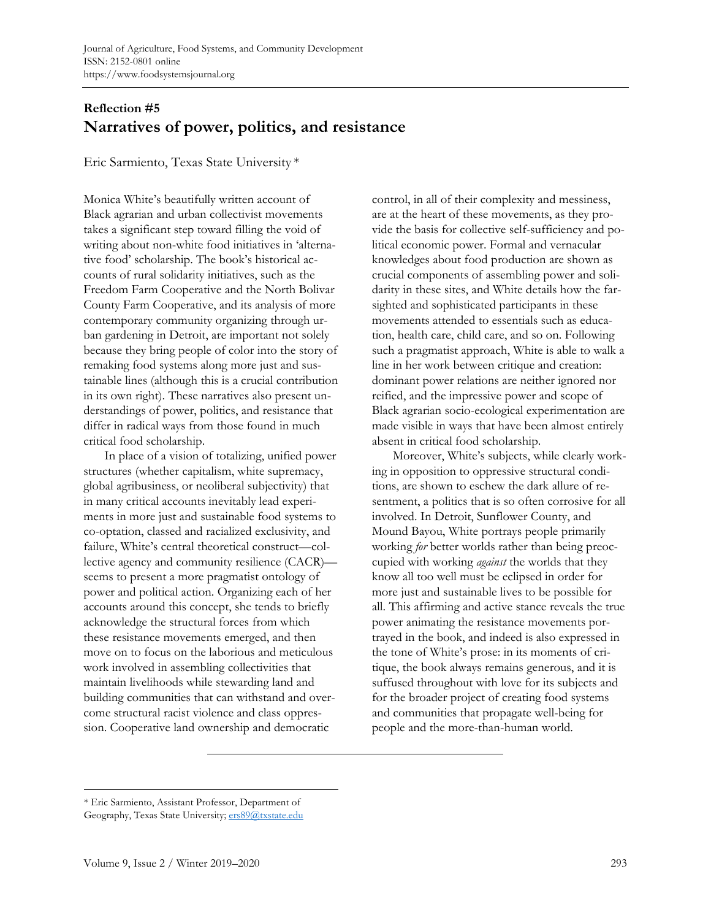**Reflection #5**

# Narratives of power, politics, and resistance

Eric Sarmiento, Texas State University *

Monica White's beautifully written account of Black agrarian and urban collectivist movements takes a significant step toward filling the void of writing about non-white food initiatives in 'alternative food' scholarship. The book's historical accounts of rural solidarity initiatives, such as the Freedom Farm Cooperative and the North Bolivar County Farm Cooperative, and its analysis of more contemporary community organizing through urban gardening in Detroit, are important not solely because they bring people of color into the story of remaking food systems along more just and sustainable lines (although this is a crucial contribution in its own right). These narratives also present understandings of power, politics, and resistance that differ in radical ways from those found in much critical food scholarship.

In place of a vision of totalizing, unified power structures (whether capitalism, white supremacy, global agribusiness, or neoliberal subjectivity) that in many critical accounts inevitably lead experiments in more just and sustainable food systems to co-optation, classed and racialized exclusivity, and failure, White's central theoretical construct—collective agency and community resilience (CACR)—seems to present a more pragmatist ontology of power and political action. Organizing each of her accounts around this concept, she tends to briefly acknowledge the structural forces from which these resistance movements emerged, and then move on to focus on the laborious and meticulous work involved in assembling collectivities that maintain livelihoods while stewarding land and building communities that can withstand and overcome structural racist violence and class oppression. Cooperative land ownership and democratic control, in all of their complexity and messiness, are at the heart of these movements, as they provide the basis for collective self-sufficiency and political economic power. Formal and vernacular knowledges about food production are shown as crucial components of assembling power and solidarity in these sites, and White details how the far-sighted and sophisticated participants in these movements attended to essentials such as education, health care, child care, and so on. Following such a pragmatist approach, White is able to walk a line in her work between critique and creation: dominant power relations are neither ignored nor reified, and the impressive power and scope of Black agrarian socio-ecological experimentation are made visible in ways that have been almost entirely absent in critical food scholarship.

Moreover, White's subjects, while clearly working in opposition to oppressive structural conditions, are shown to eschew the dark allure of resentment, a politics that is so often corrosive for all involved. In Detroit, Sunflower County, and Mound Bayou, White portrays people primarily working *for* better worlds rather than being preoccupied with working *against* the worlds that they know all too well must be eclipsed in order for more just and sustainable lives to be possible for all. This affirming and active stance reveals the true power animating the resistance movements portrayed in the book, and indeed is also expressed in the tone of White's prose: in its moments of critique, the book always remains generous, and it is suffused throughout with love for its subjects and for the broader project of creating food systems and communities that propagate well-being for people and the more-than-human world.

---

* Eric Sarmiento, Assistant Professor, Department of Geography, Texas State University; ers89@txstate.edu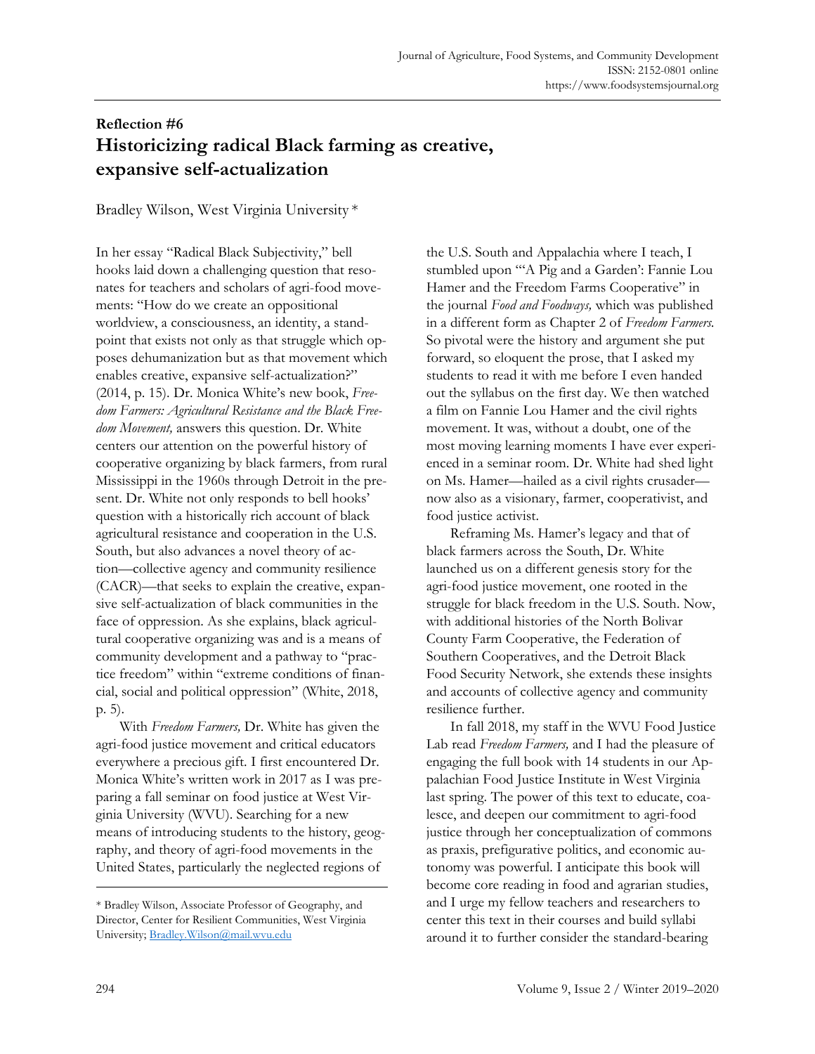## Reflection #6

# Historicizing radical Black farming as creative, expansive self-actualization

Bradley Wilson, West Virginia University *

In her essay "Radical Black Subjectivity," bell hooks laid down a challenging question that resonates for teachers and scholars of agri-food movements: "How do we create an oppositional worldview, a consciousness, an identity, a standpoint that exists not only as that struggle which opposes dehumanization but as that movement which enables creative, expansive self-actualization?" (2014, p. 15). Dr. Monica White's new book, *Freedom Farmers: Agricultural Resistance and the Black Freedom Movement,* answers this question. Dr. White centers our attention on the powerful history of cooperative organizing by black farmers, from rural Mississippi in the 1960s through Detroit in the present. Dr. White not only responds to bell hooks' question with a historically rich account of black agricultural resistance and cooperation in the U.S. South, but also advances a novel theory of action—collective agency and community resilience (CACR)—that seeks to explain the creative, expansive self-actualization of black communities in the face of oppression. As she explains, black agricultural cooperative organizing was and is a means of community development and a pathway to "practice freedom" within "extreme conditions of financial, social and political oppression" (White, 2018, p. 5).

With *Freedom Farmers,* Dr. White has given the agri-food justice movement and critical educators everywhere a precious gift. I first encountered Dr. Monica White's written work in 2017 as I was preparing a fall seminar on food justice at West Virginia University (WVU). Searching for a new means of introducing students to the history, geography, and theory of agri-food movements in the United States, particularly the neglected regions of the U.S. South and Appalachia where I teach, I stumbled upon "'A Pig and a Garden': Fannie Lou Hamer and the Freedom Farms Cooperative" in the journal *Food and Foodways,* which was published in a different form as Chapter 2 of *Freedom Farmers.* So pivotal were the history and argument she put forward, so eloquent the prose, that I asked my students to read it with me before I even handed out the syllabus on the first day. We then watched a film on Fannie Lou Hamer and the civil rights movement. It was, without a doubt, one of the most moving learning moments I have ever experienced in a seminar room. Dr. White had shed light on Ms. Hamer—hailed as a civil rights crusader—now also as a visionary, farmer, cooperativist, and food justice activist.

Reframing Ms. Hamer's legacy and that of black farmers across the South, Dr. White launched us on a different genesis story for the agri-food justice movement, one rooted in the struggle for black freedom in the U.S. South. Now, with additional histories of the North Bolivar County Farm Cooperative, the Federation of Southern Cooperatives, and the Detroit Black Food Security Network, she extends these insights and accounts of collective agency and community resilience further.

In fall 2018, my staff in the WVU Food Justice Lab read *Freedom Farmers,* and I had the pleasure of engaging the full book with 14 students in our Appalachian Food Justice Institute in West Virginia last spring. The power of this text to educate, coalesce, and deepen our commitment to agri-food justice through her conceptualization of commons as praxis, prefigurative politics, and economic autonomy was powerful. I anticipate this book will become core reading in food and agrarian studies, and I urge my fellow teachers and researchers to center this text in their courses and build syllabi around it to further consider the standard-bearing

---

* Bradley Wilson, Associate Professor of Geography, and Director, Center for Resilient Communities, West Virginia University; Bradley.Wilson@mail.wvu.edu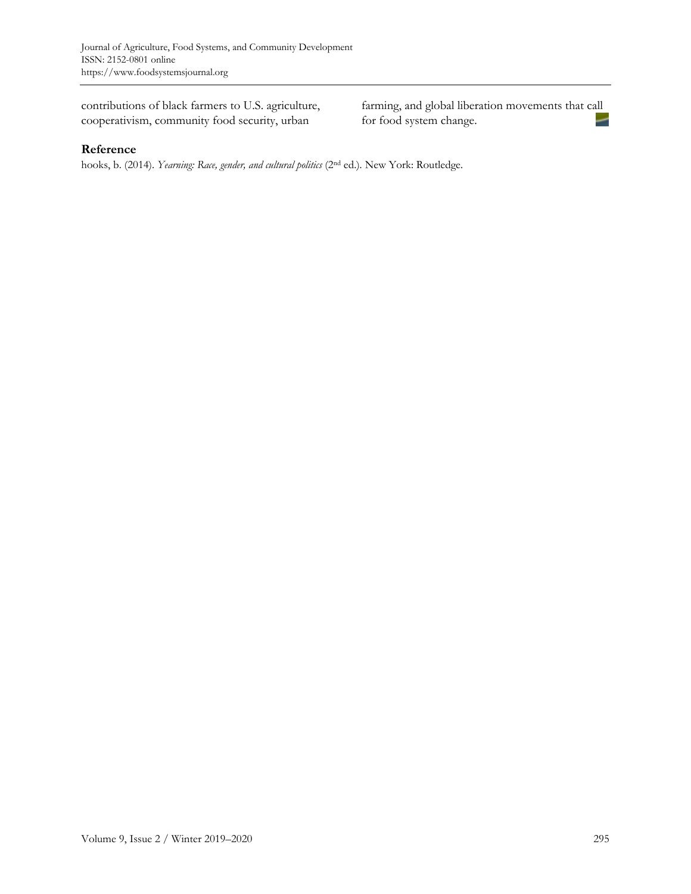contributions of black farmers to U.S. agriculture, cooperativism, community food security, urban farming, and global liberation movements that call for food system change.

## Reference

hooks, b. (2014). *Yearning: Race, gender, and cultural politics* (2nd ed.). New York: Routledge.